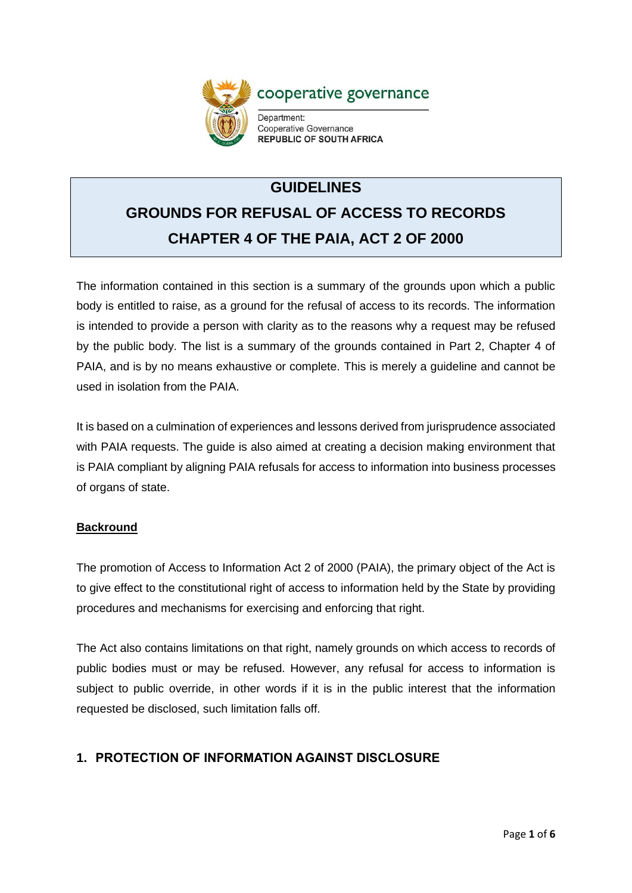cooperative governance

Department:
Cooperative Governance
**REPUBLIC OF SOUTH AFRICA**

# GUIDELINES
# GROUNDS FOR REFUSAL OF ACCESS TO RECORDS
# CHAPTER 4 OF THE PAIA, ACT 2 OF 2000

The information contained in this section is a summary of the grounds upon which a public body is entitled to raise, as a ground for the refusal of access to its records. The information is intended to provide a person with clarity as to the reasons why a request may be refused by the public body. The list is a summary of the grounds contained in Part 2, Chapter 4 of PAIA, and is by no means exhaustive or complete. This is merely a guideline and cannot be used in isolation from the PAIA.

It is based on a culmination of experiences and lessons derived from jurisprudence associated with PAIA requests. The guide is also aimed at creating a decision making environment that is PAIA compliant by aligning PAIA refusals for access to information into business processes of organs of state.

**Backround**

The promotion of Access to Information Act 2 of 2000 (PAIA), the primary object of the Act is to give effect to the constitutional right of access to information held by the State by providing procedures and mechanisms for exercising and enforcing that right.

The Act also contains limitations on that right, namely grounds on which access to records of public bodies must or may be refused. However, any refusal for access to information is subject to public override, in other words if it is in the public interest that the information requested be disclosed, such limitation falls off.

## 1. PROTECTION OF INFORMATION AGAINST DISCLOSURE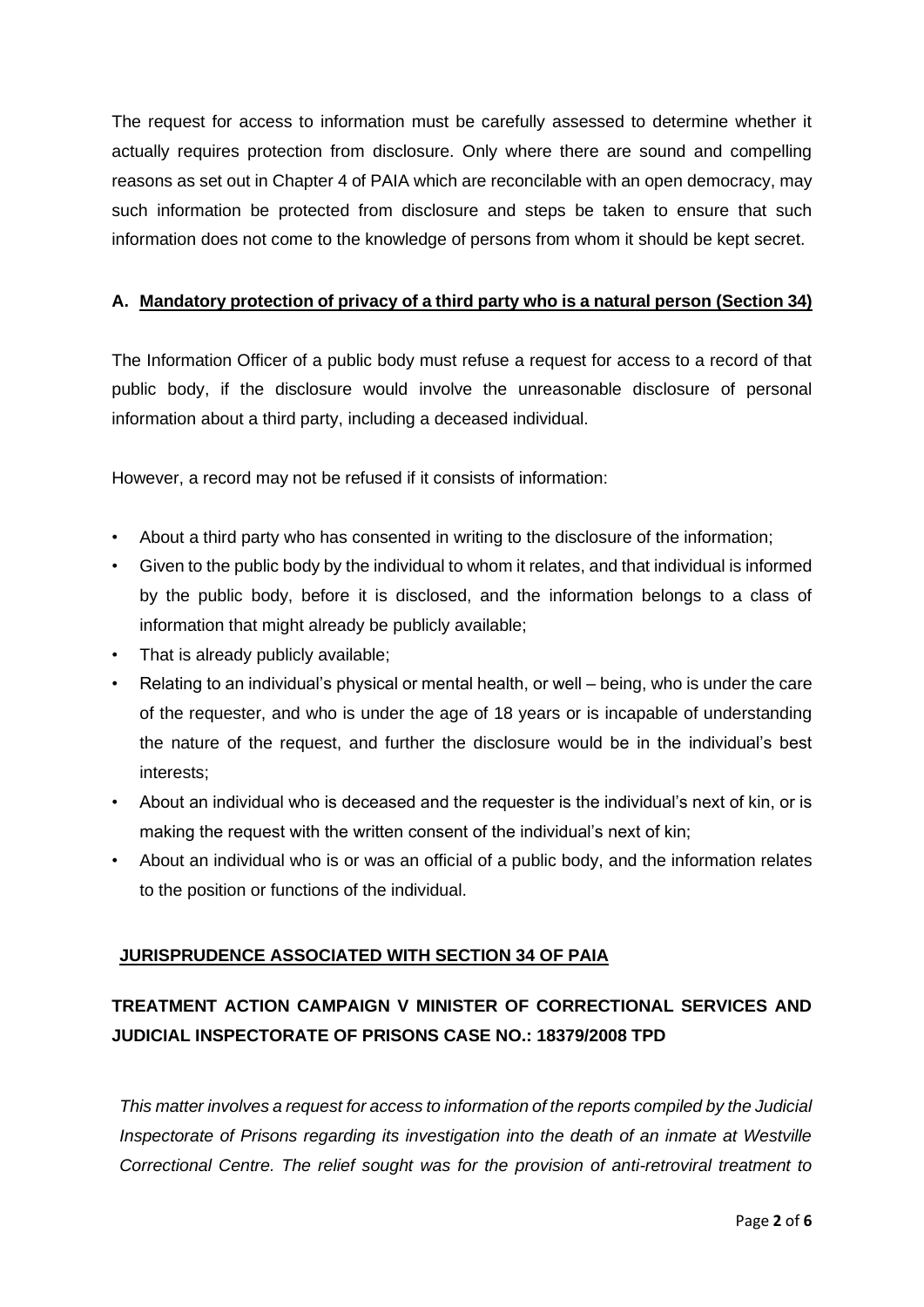The request for access to information must be carefully assessed to determine whether it actually requires protection from disclosure. Only where there are sound and compelling reasons as set out in Chapter 4 of PAIA which are reconcilable with an open democracy, may such information be protected from disclosure and steps be taken to ensure that such information does not come to the knowledge of persons from whom it should be kept secret.

### A. <u>Mandatory protection of privacy of a third party who is a natural person (Section 34)</u>

The Information Officer of a public body must refuse a request for access to a record of that public body, if the disclosure would involve the unreasonable disclosure of personal information about a third party, including a deceased individual.

However, a record may not be refused if it consists of information:

- About a third party who has consented in writing to the disclosure of the information;
- Given to the public body by the individual to whom it relates, and that individual is informed by the public body, before it is disclosed, and the information belongs to a class of information that might already be publicly available;
- That is already publicly available;
- Relating to an individual's physical or mental health, or well – being, who is under the care of the requester, and who is under the age of 18 years or is incapable of understanding the nature of the request, and further the disclosure would be in the individual's best interests;
- About an individual who is deceased and the requester is the individual's next of kin, or is making the request with the written consent of the individual's next of kin;
- About an individual who is or was an official of a public body, and the information relates to the position or functions of the individual.

### <u>JURISPRUDENCE ASSOCIATED WITH SECTION 34 OF PAIA</u>

### TREATMENT ACTION CAMPAIGN V MINISTER OF CORRECTIONAL SERVICES AND JUDICIAL INSPECTORATE OF PRISONS CASE NO.: 18379/2008 TPD

*This matter involves a request for access to information of the reports compiled by the Judicial Inspectorate of Prisons regarding its investigation into the death of an inmate at Westville Correctional Centre. The relief sought was for the provision of anti-retroviral treatment to*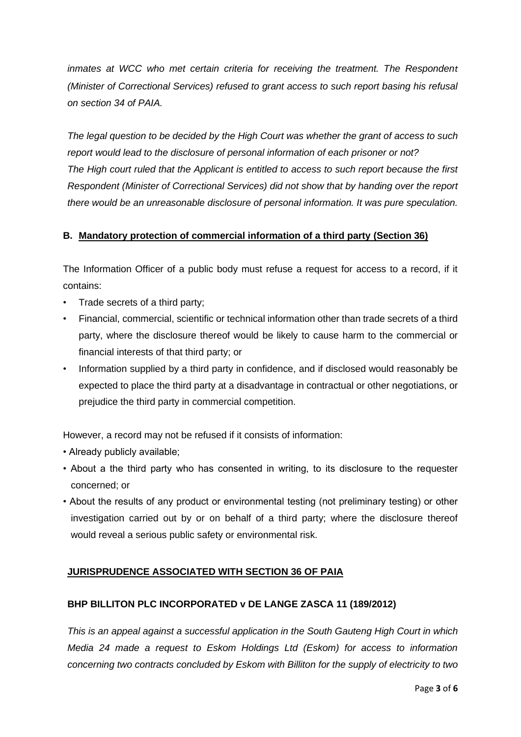*inmates at WCC who met certain criteria for receiving the treatment. The Respondent (Minister of Correctional Services) refused to grant access to such report basing his refusal on section 34 of PAIA.*

*The legal question to be decided by the High Court was whether the grant of access to such report would lead to the disclosure of personal information of each prisoner or not?*
*The High court ruled that the Applicant is entitled to access to such report because the first Respondent (Minister of Correctional Services) did not show that by handing over the report there would be an unreasonable disclosure of personal information. It was pure speculation.*

### B. Mandatory protection of commercial information of a third party (Section 36)

The Information Officer of a public body must refuse a request for access to a record, if it contains:

- Trade secrets of a third party;
- Financial, commercial, scientific or technical information other than trade secrets of a third party, where the disclosure thereof would be likely to cause harm to the commercial or financial interests of that third party; or
- Information supplied by a third party in confidence, and if disclosed would reasonably be expected to place the third party at a disadvantage in contractual or other negotiations, or prejudice the third party in commercial competition.

However, a record may not be refused if it consists of information:

- Already publicly available;
- About a the third party who has consented in writing, to its disclosure to the requester concerned; or
- About the results of any product or environmental testing (not preliminary testing) or other investigation carried out by or on behalf of a third party; where the disclosure thereof would reveal a serious public safety or environmental risk.

### JURISPRUDENCE ASSOCIATED WITH SECTION 36 OF PAIA

**BHP BILLITON PLC INCORPORATED v DE LANGE ZASCA 11 (189/2012)**

*This is an appeal against a successful application in the South Gauteng High Court in which Media 24 made a request to Eskom Holdings Ltd (Eskom) for access to information concerning two contracts concluded by Eskom with Billiton for the supply of electricity to two*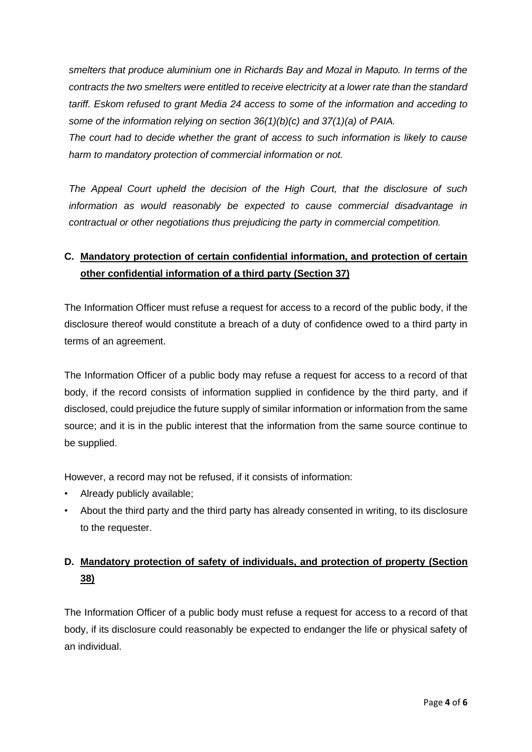*smelters that produce aluminium one in Richards Bay and Mozal in Maputo. In terms of the contracts the two smelters were entitled to receive electricity at a lower rate than the standard tariff. Eskom refused to grant Media 24 access to some of the information and acceding to some of the information relying on section 36(1)(b)(c) and 37(1)(a) of PAIA.*

*The court had to decide whether the grant of access to such information is likely to cause harm to mandatory protection of commercial information or not.*

*The Appeal Court upheld the decision of the High Court, that the disclosure of such information as would reasonably be expected to cause commercial disadvantage in contractual or other negotiations thus prejudicing the party in commercial competition.*

## C. Mandatory protection of certain confidential information, and protection of certain other confidential information of a third party (Section 37)

The Information Officer must refuse a request for access to a record of the public body, if the disclosure thereof would constitute a breach of a duty of confidence owed to a third party in terms of an agreement.

The Information Officer of a public body may refuse a request for access to a record of that body, if the record consists of information supplied in confidence by the third party, and if disclosed, could prejudice the future supply of similar information or information from the same source; and it is in the public interest that the information from the same source continue to be supplied.

However, a record may not be refused, if it consists of information:

- Already publicly available;
- About the third party and the third party has already consented in writing, to its disclosure to the requester.

## D. Mandatory protection of safety of individuals, and protection of property (Section 38)

The Information Officer of a public body must refuse a request for access to a record of that body, if its disclosure could reasonably be expected to endanger the life or physical safety of an individual.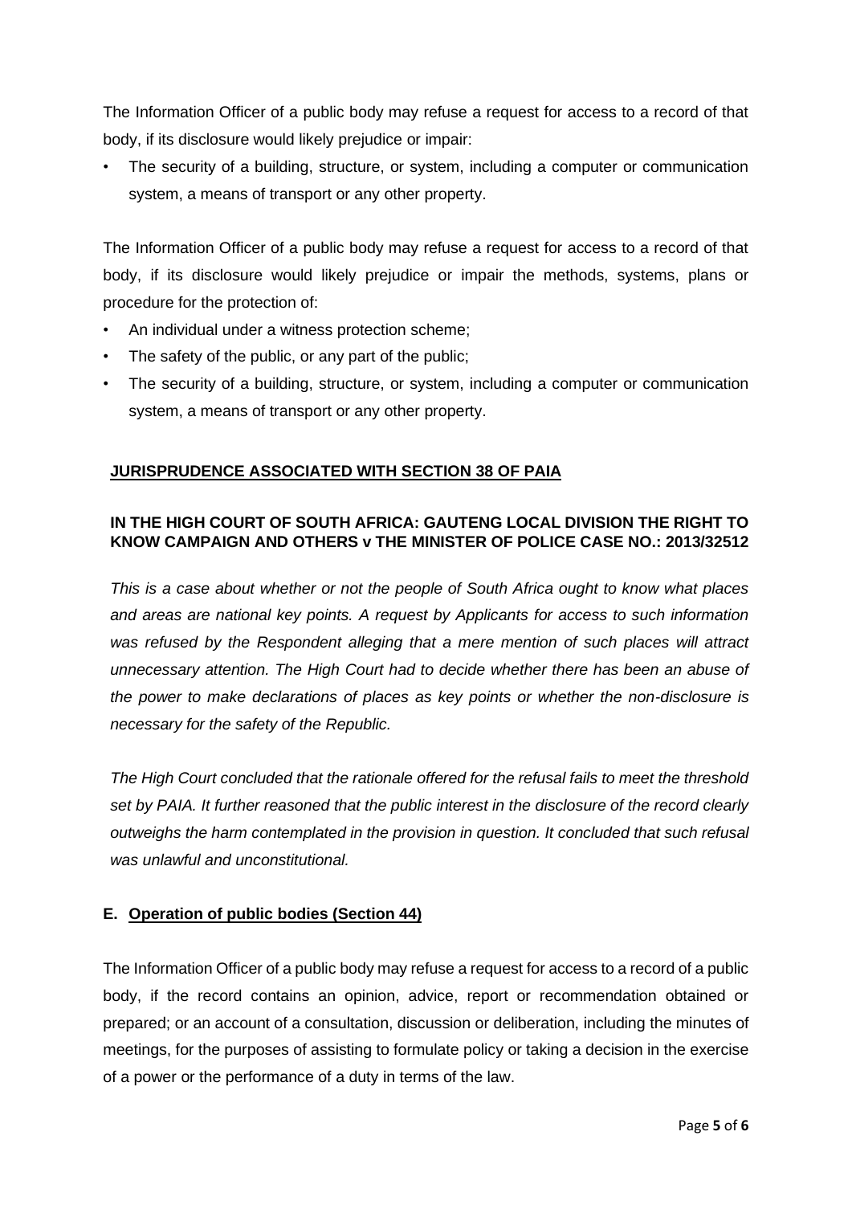The Information Officer of a public body may refuse a request for access to a record of that body, if its disclosure would likely prejudice or impair:

- The security of a building, structure, or system, including a computer or communication system, a means of transport or any other property.

The Information Officer of a public body may refuse a request for access to a record of that body, if its disclosure would likely prejudice or impair the methods, systems, plans or procedure for the protection of:

- An individual under a witness protection scheme;
- The safety of the public, or any part of the public;
- The security of a building, structure, or system, including a computer or communication system, a means of transport or any other property.

**JURISPRUDENCE ASSOCIATED WITH SECTION 38 OF PAIA**

**IN THE HIGH COURT OF SOUTH AFRICA: GAUTENG LOCAL DIVISION THE RIGHT TO KNOW CAMPAIGN AND OTHERS v THE MINISTER OF POLICE CASE NO.: 2013/32512**

*This is a case about whether or not the people of South Africa ought to know what places and areas are national key points. A request by Applicants for access to such information was refused by the Respondent alleging that a mere mention of such places will attract unnecessary attention. The High Court had to decide whether there has been an abuse of the power to make declarations of places as key points or whether the non-disclosure is necessary for the safety of the Republic.*

*The High Court concluded that the rationale offered for the refusal fails to meet the threshold set by PAIA. It further reasoned that the public interest in the disclosure of the record clearly outweighs the harm contemplated in the provision in question. It concluded that such refusal was unlawful and unconstitutional.*

**E. Operation of public bodies (Section 44)**

The Information Officer of a public body may refuse a request for access to a record of a public body, if the record contains an opinion, advice, report or recommendation obtained or prepared; or an account of a consultation, discussion or deliberation, including the minutes of meetings, for the purposes of assisting to formulate policy or taking a decision in the exercise of a power or the performance of a duty in terms of the law.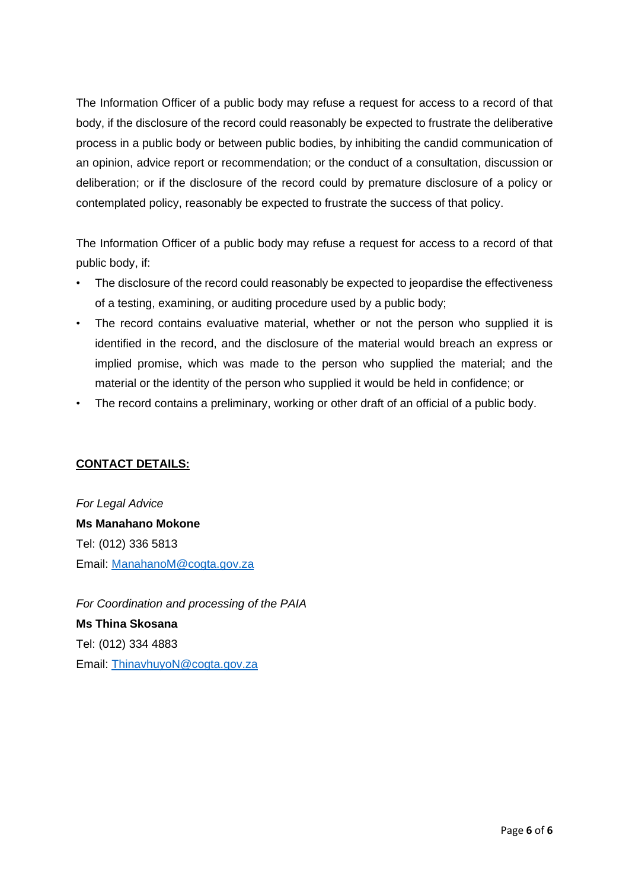The Information Officer of a public body may refuse a request for access to a record of that body, if the disclosure of the record could reasonably be expected to frustrate the deliberative process in a public body or between public bodies, by inhibiting the candid communication of an opinion, advice report or recommendation; or the conduct of a consultation, discussion or deliberation; or if the disclosure of the record could by premature disclosure of a policy or contemplated policy, reasonably be expected to frustrate the success of that policy.

The Information Officer of a public body may refuse a request for access to a record of that public body, if:

- The disclosure of the record could reasonably be expected to jeopardise the effectiveness of a testing, examining, or auditing procedure used by a public body;
- The record contains evaluative material, whether or not the person who supplied it is identified in the record, and the disclosure of the material would breach an express or implied promise, which was made to the person who supplied the material; and the material or the identity of the person who supplied it would be held in confidence; or
- The record contains a preliminary, working or other draft of an official of a public body.

**CONTACT DETAILS:**

*For Legal Advice*
**Ms Manahano Mokone**
Tel: (012) 336 5813
Email: ManahanoM@cogta.gov.za

*For Coordination and processing of the PAIA*
**Ms Thina Skosana**
Tel: (012) 334 4883
Email: ThinavhuyoN@cogta.gov.za